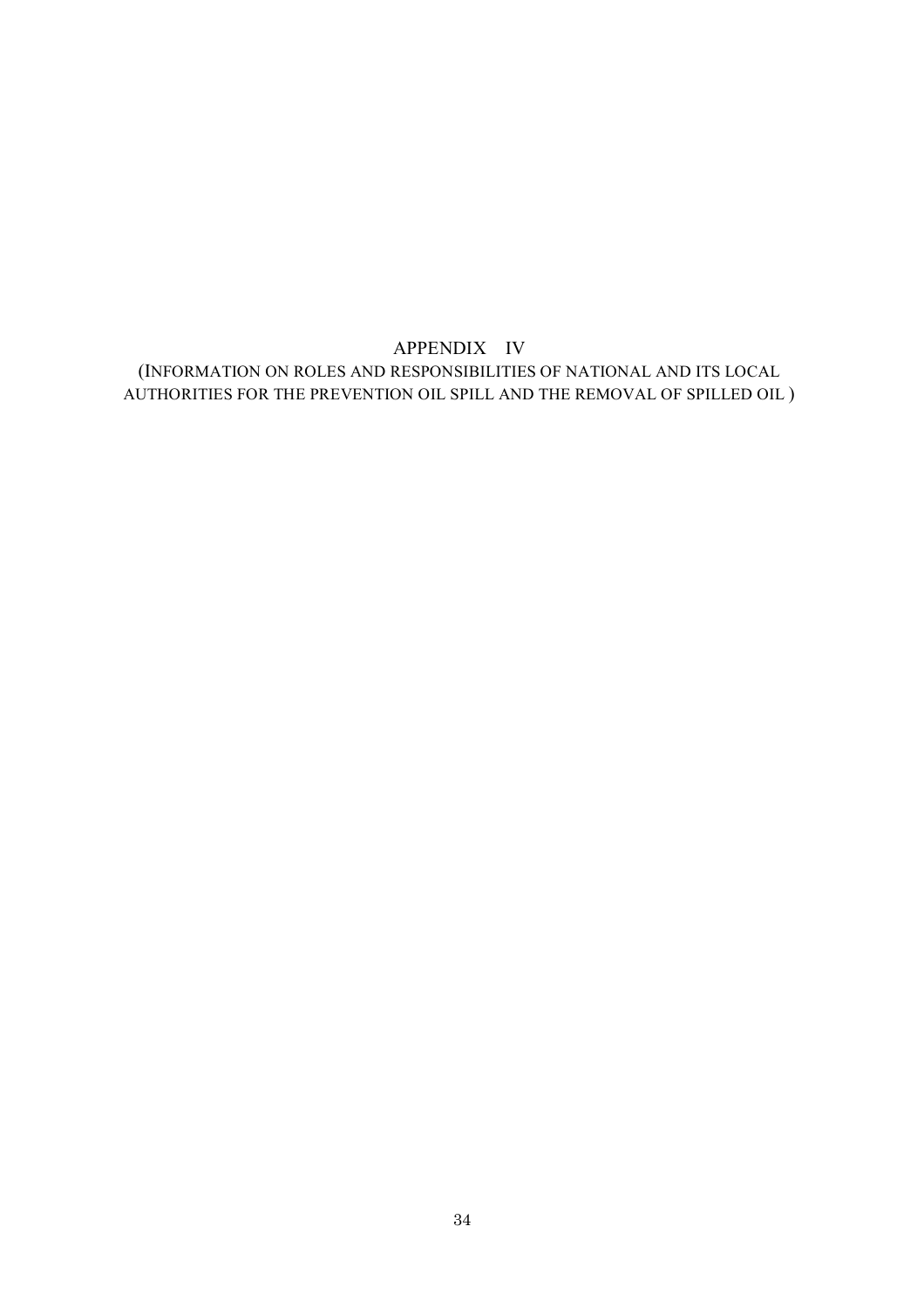# APPENDIX IV

(INFORMATION ON ROLES AND RESPONSIBILITIES OF NATIONAL AND ITS LOCAL AUTHORITIES FOR THE PREVENTION OIL SPILL AND THE REMOVAL OF SPILLED OIL )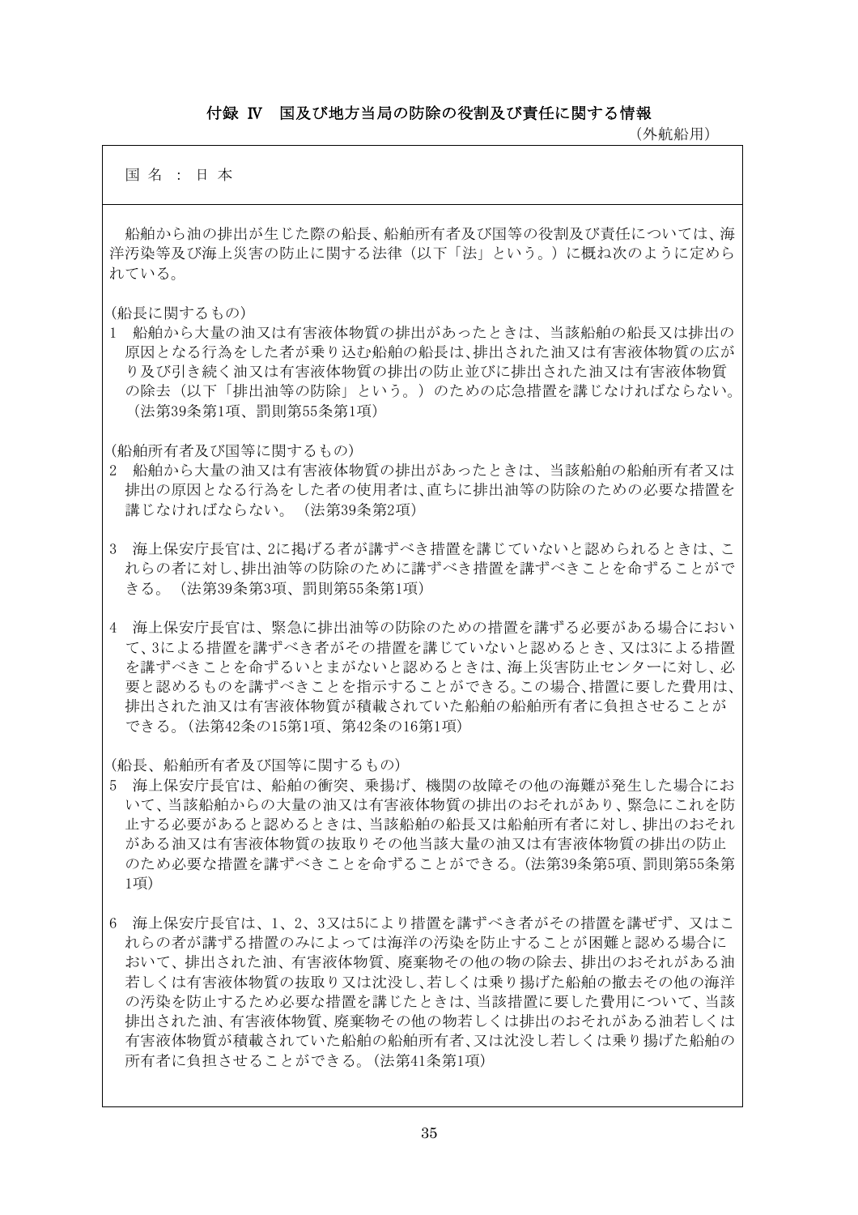## 付録 Ⅳ　国及び地方当局の防除の役割及び責任に関する情報

（外航船用）

国 名 ： 日 本

船舶から油の排出が生じた際の船長、船舶所有者及び国等の役割及び責任については、海洋汚染等及び海上災害の防止に関する法律（以下「法」という。）に概ね次のように定められている。

（船長に関するもの）

1　船舶から大量の油又は有害液体物質の排出があったときは、当該船舶の船長又は排出の原因となる行為をした者が乗り込む船舶の船長は、排出された油又は有害液体物質の広がり及び引き続く油又は有害液体物質の排出の防止並びに排出された油又は有害液体物質の除去（以下「排出油等の防除」という。）のための応急措置を講じなければならない。（法第39条第1項、罰則第55条第1項）

（船舶所有者及び国等に関するもの）

2　船舶から大量の油又は有害液体物質の排出があったときは、当該船舶の船舶所有者又は排出の原因となる行為をした者の使用者は、直ちに排出油等の防除のための必要な措置を講じなければならない。（法第39条第2項）

3　海上保安庁長官は、2に掲げる者が講ずべき措置を講じていないと認められるときは、これらの者に対し、排出油等の防除のために講ずべき措置を講ずべきことを命ずることができる。（法第39条第3項、罰則第55条第1項）

4　海上保安庁長官は、緊急に排出油等の防除のための措置を講ずる必要がある場合において、3による措置を講ずべき者がその措置を講じていないと認めるとき、又は3による措置を講ずべきことを命ずるいとまがないと認めるときは、海上災害防止センターに対し、必要と認めるものを講ずべきことを指示することができる。この場合、措置に要した費用は、排出された油又は有害液体物質が積載されていた船舶の船舶所有者に負担させることができる。（法第42条の15第1項、第42条の16第1項）

（船長、船舶所有者及び国等に関するもの）

5　海上保安庁長官は、船舶の衝突、乗揚げ、機関の故障その他の海難が発生した場合において、当該船舶からの大量の油又は有害液体物質の排出のおそれがあり、緊急にこれを防止する必要があると認めるときは、当該船舶の船長又は船舶所有者に対し、排出のおそれがある油又は有害液体物質の抜取りその他当該大量の油又は有害液体物質の排出の防止のため必要な措置を講ずべきことを命ずることができる。（法第39条第5項、罰則第55条第1項）

6　海上保安庁長官は、1、2、3又は5により措置を講ずべき者がその措置を講ぜず、又はこれらの者が講ずる措置のみによっては海洋の汚染を防止することが困難と認める場合において、排出された油、有害液体物質、廃棄物その他の物の除去、排出のおそれがある油若しくは有害液体物質の抜取り又は沈没し、若しくは乗り揚げた船舶の撤去その他の海洋の汚染を防止するため必要な措置を講じたときは、当該措置に要した費用について、当該排出された油、有害液体物質、廃棄物その他の物若しくは排出のおそれがある油若しくは有害液体物質が積載されていた船舶の船舶所有者、又は沈没し若しくは乗り揚げた船舶の所有者に負担させることができる。（法第41条第1項）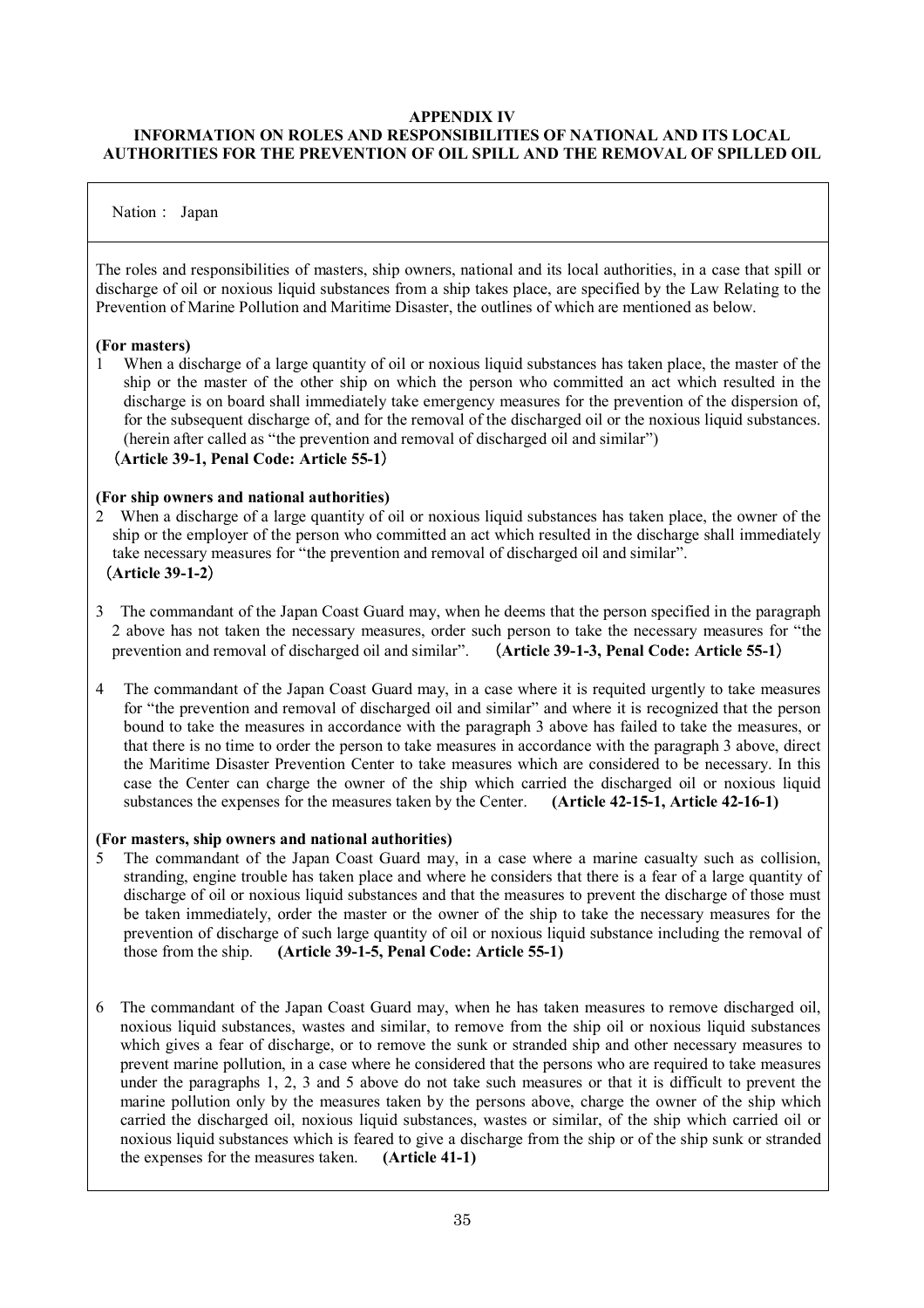**APPENDIX IV**
**INFORMATION ON ROLES AND RESPONSIBILITIES OF NATIONAL AND ITS LOCAL AUTHORITIES FOR THE PREVENTION OF OIL SPILL AND THE REMOVAL OF SPILLED OIL**

Nation： Japan

The roles and responsibilities of masters, ship owners, national and its local authorities, in a case that spill or discharge of oil or noxious liquid substances from a ship takes place, are specified by the Law Relating to the Prevention of Marine Pollution and Maritime Disaster, the outlines of which are mentioned as below.

**(For masters)**

1 When a discharge of a large quantity of oil or noxious liquid substances has taken place, the master of the ship or the master of the other ship on which the person who committed an act which resulted in the discharge is on board shall immediately take emergency measures for the prevention of the dispersion of, for the subsequent discharge of, and for the removal of the discharged oil or the noxious liquid substances. (herein after called as "the prevention and removal of discharged oil and similar")
**（Article 39-1, Penal Code: Article 55-1）**

**(For ship owners and national authorities)**

2 When a discharge of a large quantity of oil or noxious liquid substances has taken place, the owner of the ship or the employer of the person who committed an act which resulted in the discharge shall immediately take necessary measures for "the prevention and removal of discharged oil and similar".
**（Article 39-1-2）**

3 The commandant of the Japan Coast Guard may, when he deems that the person specified in the paragraph 2 above has not taken the necessary measures, order such person to take the necessary measures for "the prevention and removal of discharged oil and similar". **（Article 39-1-3, Penal Code: Article 55-1）**

4 The commandant of the Japan Coast Guard may, in a case where it is requited urgently to take measures for "the prevention and removal of discharged oil and similar" and where it is recognized that the person bound to take the measures in accordance with the paragraph 3 above has failed to take the measures, or that there is no time to order the person to take measures in accordance with the paragraph 3 above, direct the Maritime Disaster Prevention Center to take measures which are considered to be necessary. In this case the Center can charge the owner of the ship which carried the discharged oil or noxious liquid substances the expenses for the measures taken by the Center. **(Article 42-15-1, Article 42-16-1)**

**(For masters, ship owners and national authorities)**

5 The commandant of the Japan Coast Guard may, in a case where a marine casualty such as collision, stranding, engine trouble has taken place and where he considers that there is a fear of a large quantity of discharge of oil or noxious liquid substances and that the measures to prevent the discharge of those must be taken immediately, order the master or the owner of the ship to take the necessary measures for the prevention of discharge of such large quantity of oil or noxious liquid substance including the removal of those from the ship. **(Article 39-1-5, Penal Code: Article 55-1)**

6 The commandant of the Japan Coast Guard may, when he has taken measures to remove discharged oil, noxious liquid substances, wastes and similar, to remove from the ship oil or noxious liquid substances which gives a fear of discharge, or to remove the sunk or stranded ship and other necessary measures to prevent marine pollution, in a case where he considered that the persons who are required to take measures under the paragraphs 1, 2, 3 and 5 above do not take such measures or that it is difficult to prevent the marine pollution only by the measures taken by the persons above, charge the owner of the ship which carried the discharged oil, noxious liquid substances, wastes or similar, of the ship which carried oil or noxious liquid substances which is feared to give a discharge from the ship or of the ship sunk or stranded the expenses for the measures taken. **(Article 41-1)**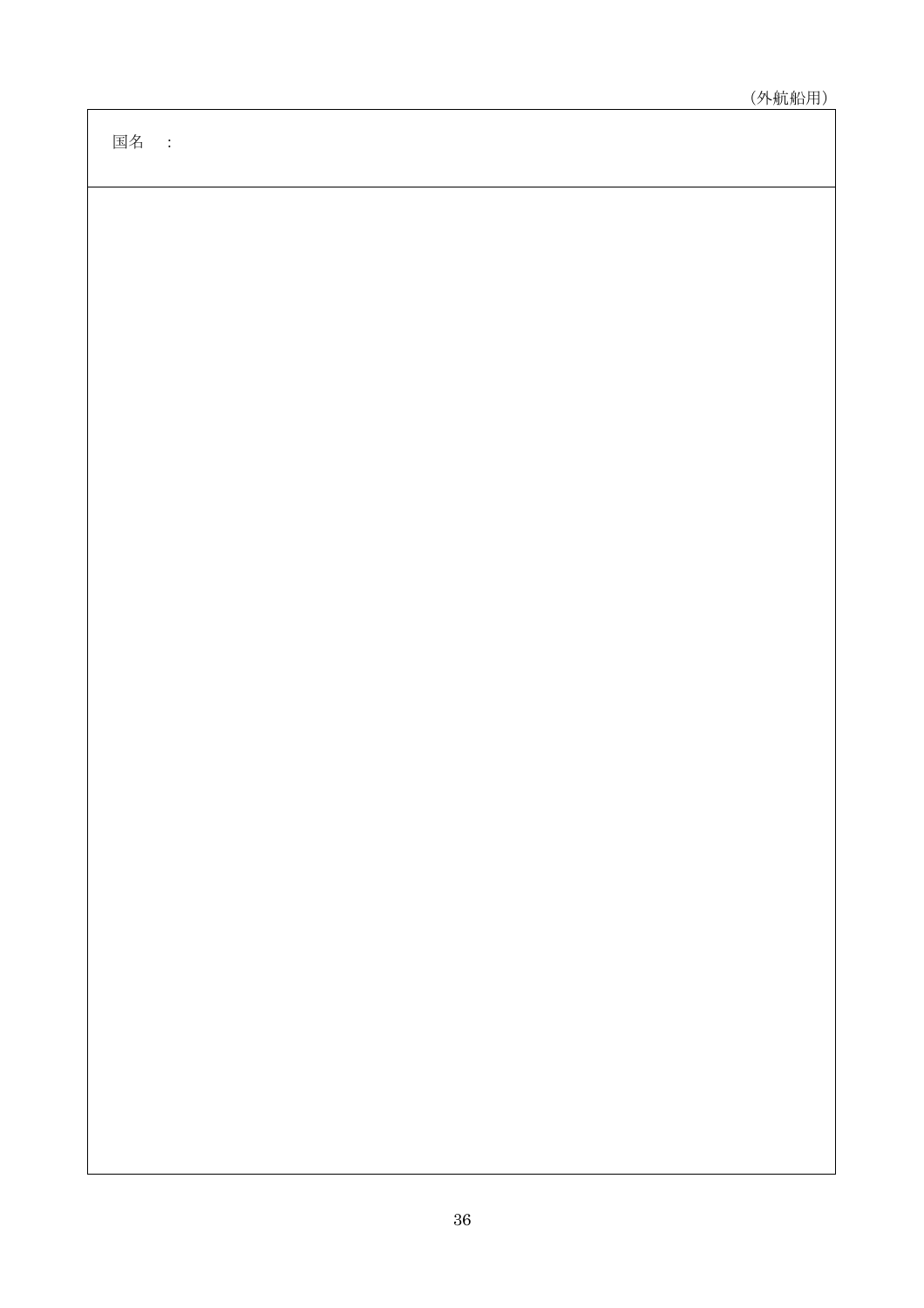（外航船用）

| |
|---|
| 国名　： |
| |